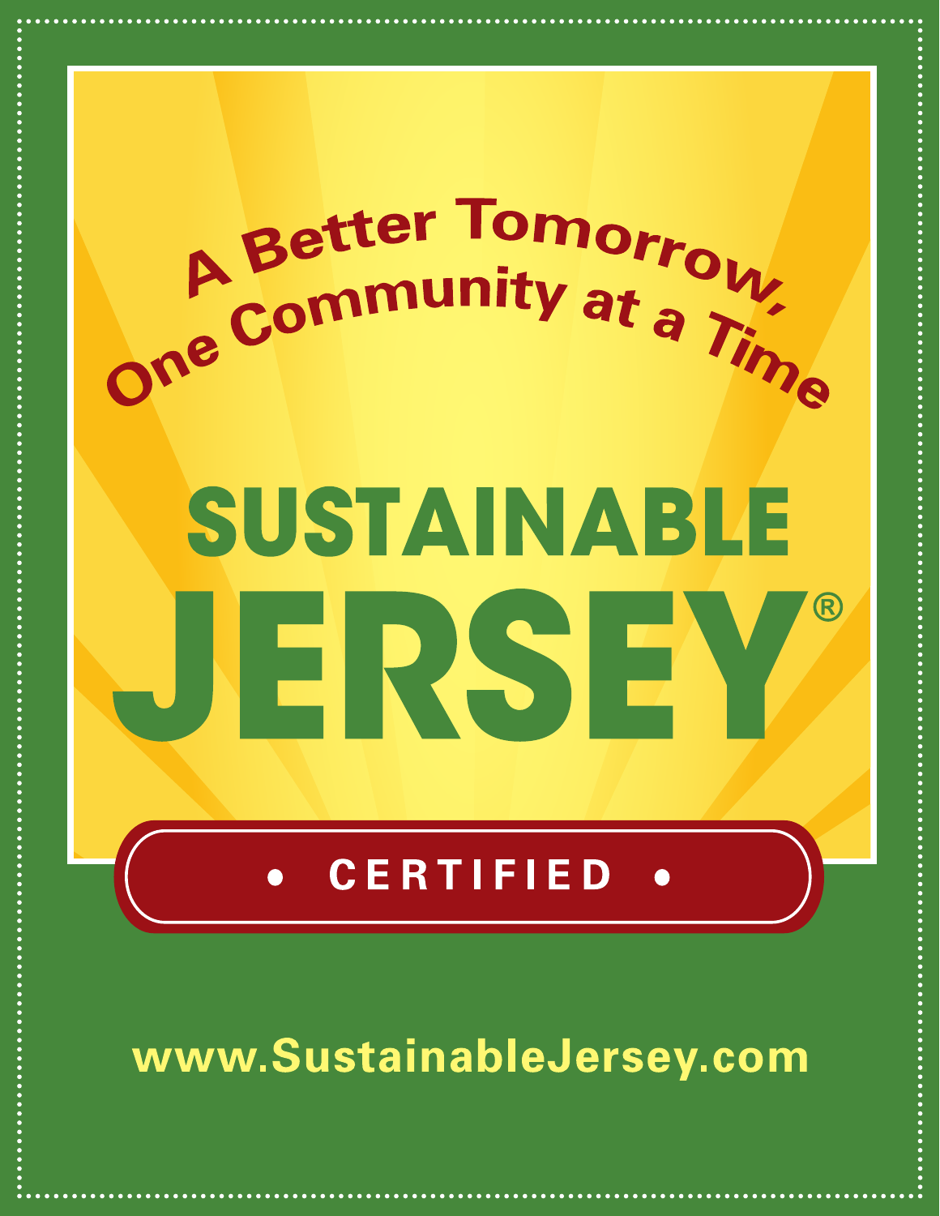A Better Tomorrow, One Community at a Time

# SUSTAINABLE JERSEY®

• CERTIFIED •

www.SustainableJersey.com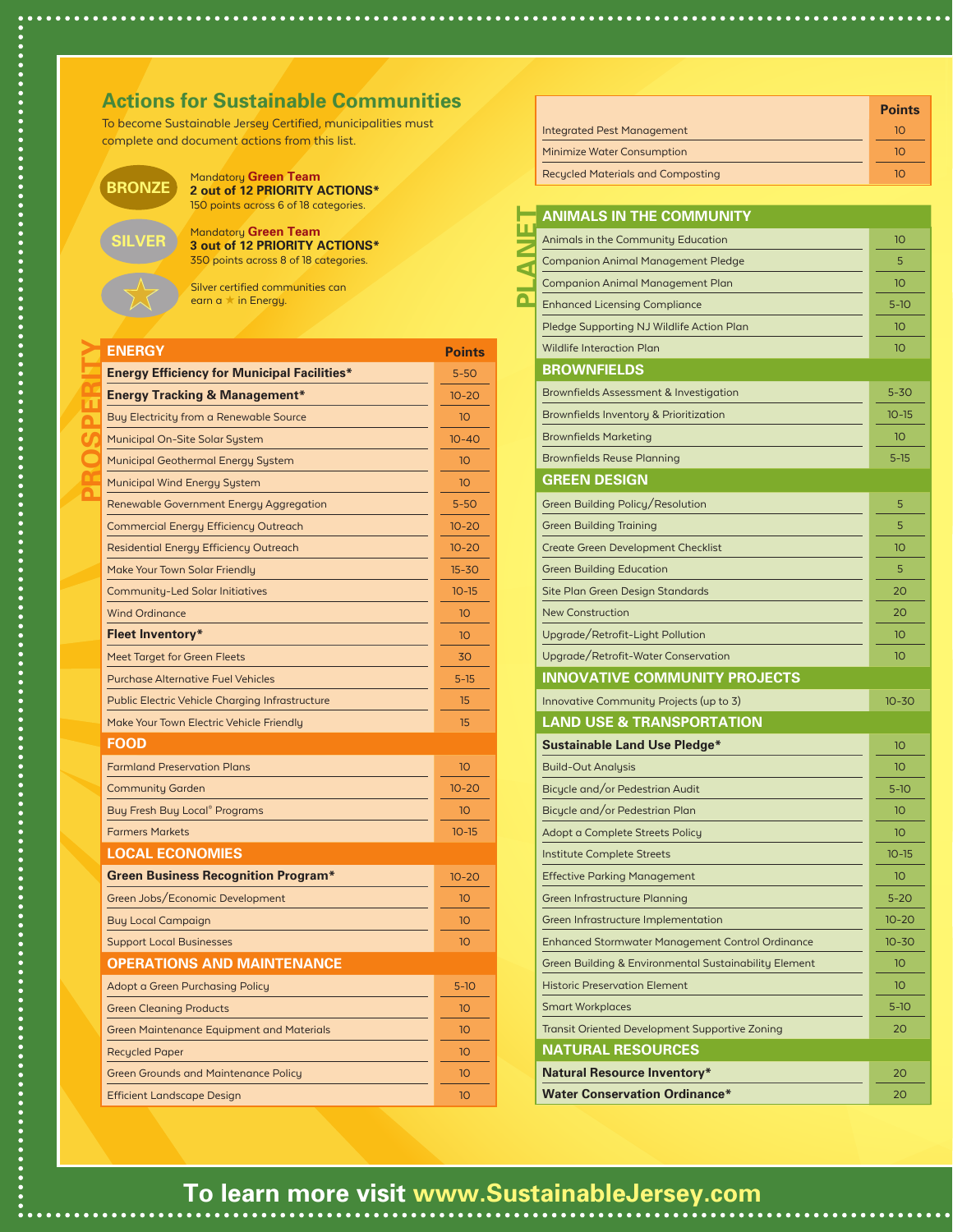## Actions for Sustainable Communities

To become Sustainable Jersey Certified, municipalities must complete and document actions from this list.

**BRONZE** — Mandatory **Green Team**
**2 out of 12 PRIORITY ACTIONS***
150 points across 6 of 18 categories.

**SILVER** — Mandatory **Green Team**
**3 out of 12 PRIORITY ACTIONS***
350 points across 8 of 18 categories.

★ — Silver certified communities can earn a ★ in Energy.

## PROSPERITY

| ENERGY | Points |
|---|---|
| **Energy Efficiency for Municipal Facilities*** | 5-50 |
| **Energy Tracking & Management*** | 10-20 |
| Buy Electricity from a Renewable Source | 10 |
| Municipal On-Site Solar System | 10-40 |
| Municipal Geothermal Energy System | 10 |
| Municipal Wind Energy System | 10 |
| Renewable Government Energy Aggregation | 5-50 |
| Commercial Energy Efficiency Outreach | 10-20 |
| Residential Energy Efficiency Outreach | 10-20 |
| Make Your Town Solar Friendly | 15-30 |
| Community-Led Solar Initiatives | 10-15 |
| Wind Ordinance | 10 |
| **Fleet Inventory*** | 10 |
| Meet Target for Green Fleets | 30 |
| Purchase Alternative Fuel Vehicles | 5-15 |
| Public Electric Vehicle Charging Infrastructure | 15 |
| Make Your Town Electric Vehicle Friendly | 15 |
| **FOOD** | |
| Farmland Preservation Plans | 10 |
| Community Garden | 10-20 |
| Buy Fresh Buy Local® Programs | 10 |
| Farmers Markets | 10-15 |
| **LOCAL ECONOMIES** | |
| **Green Business Recognition Program*** | 10-20 |
| Green Jobs/Economic Development | 10 |
| Buy Local Campaign | 10 |
| Support Local Businesses | 10 |
| **OPERATIONS AND MAINTENANCE** | |
| Adopt a Green Purchasing Policy | 5-10 |
| Green Cleaning Products | 10 |
| Green Maintenance Equipment and Materials | 10 |
| Recycled Paper | 10 |
| Green Grounds and Maintenance Policy | 10 |
| Efficient Landscape Design | 10 |
| Integrated Pest Management | 10 |
| Minimize Water Consumption | 10 |
| Recycled Materials and Composting | 10 |

## PLANET

| ANIMALS IN THE COMMUNITY | Points |
|---|---|
| Animals in the Community Education | 10 |
| Companion Animal Management Pledge | 5 |
| Companion Animal Management Plan | 10 |
| Enhanced Licensing Compliance | 5-10 |
| Pledge Supporting NJ Wildlife Action Plan | 10 |
| Wildlife Interaction Plan | 10 |
| **BROWNFIELDS** | |
| Brownfields Assessment & Investigation | 5-30 |
| Brownfields Inventory & Prioritization | 10-15 |
| Brownfields Marketing | 10 |
| Brownfields Reuse Planning | 5-15 |
| **GREEN DESIGN** | |
| Green Building Policy/Resolution | 5 |
| Green Building Training | 5 |
| Create Green Development Checklist | 10 |
| Green Building Education | 5 |
| Site Plan Green Design Standards | 20 |
| New Construction | 20 |
| Upgrade/Retrofit-Light Pollution | 10 |
| Upgrade/Retrofit-Water Conservation | 10 |
| **INNOVATIVE COMMUNITY PROJECTS** | |
| Innovative Community Projects (up to 3) | 10-30 |
| **LAND USE & TRANSPORTATION** | |
| **Sustainable Land Use Pledge*** | 10 |
| Build-Out Analysis | 10 |
| Bicycle and/or Pedestrian Audit | 5-10 |
| Bicycle and/or Pedestrian Plan | 10 |
| Adopt a Complete Streets Policy | 10 |
| Institute Complete Streets | 10-15 |
| Effective Parking Management | 10 |
| Green Infrastructure Planning | 5-20 |
| Green Infrastructure Implementation | 10-20 |
| Enhanced Stormwater Management Control Ordinance | 10-30 |
| Green Building & Environmental Sustainability Element | 10 |
| Historic Preservation Element | 10 |
| Smart Workplaces | 5-10 |
| Transit Oriented Development Supportive Zoning | 20 |
| **NATURAL RESOURCES** | |
| **Natural Resource Inventory*** | 20 |
| **Water Conservation Ordinance*** | 20 |

**To learn more visit www.SustainableJersey.com**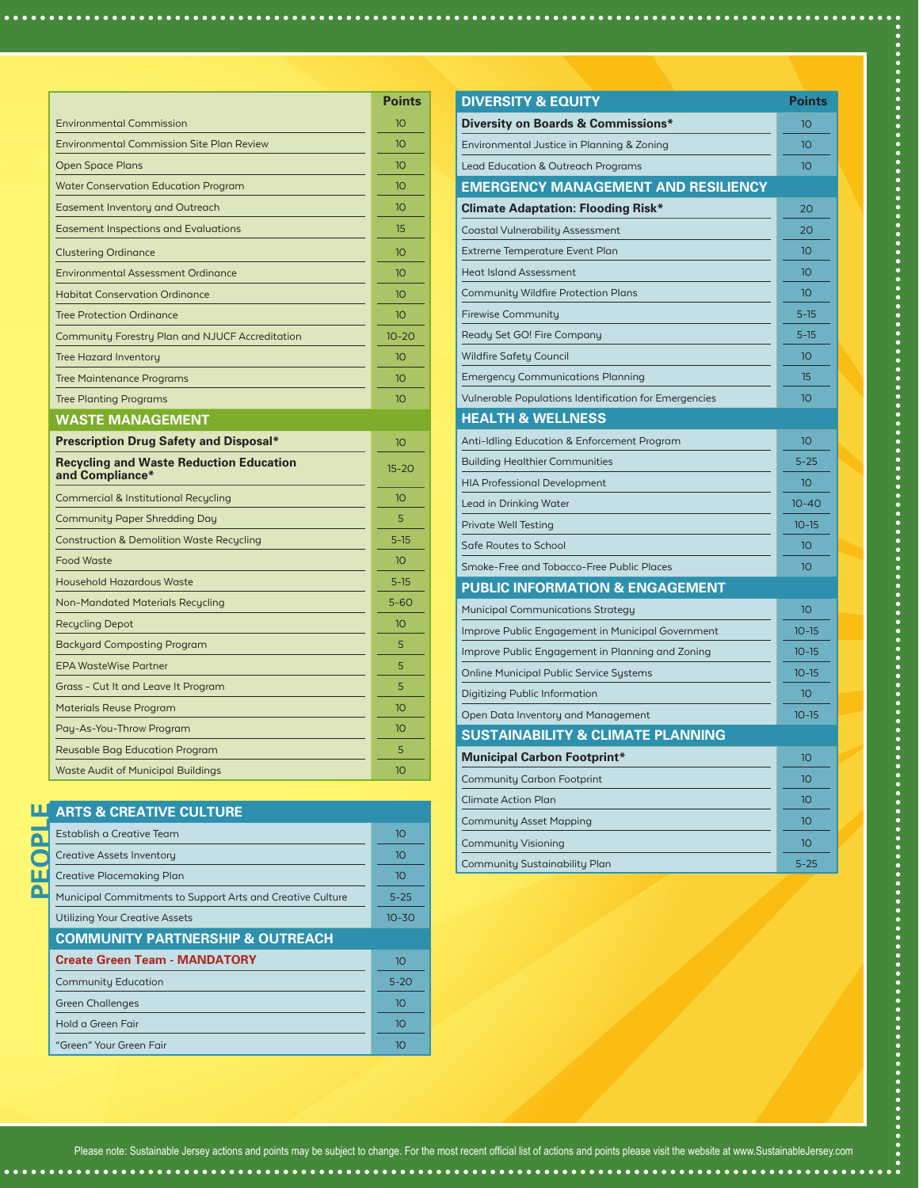| | Points |
|---|---|
| Environmental Commission | 10 |
| Environmental Commission Site Plan Review | 10 |
| Open Space Plans | 10 |
| Water Conservation Education Program | 10 |
| Easement Inventory and Outreach | 10 |
| Easement Inspections and Evaluations | 15 |
| Clustering Ordinance | 10 |
| Environmental Assessment Ordinance | 10 |
| Habitat Conservation Ordinance | 10 |
| Tree Protection Ordinance | 10 |
| Community Forestry Plan and NJUCF Accreditation | 10-20 |
| Tree Hazard Inventory | 10 |
| Tree Maintenance Programs | 10 |
| Tree Planting Programs | 10 |
| **WASTE MANAGEMENT** | |
| **Prescription Drug Safety and Disposal*** | 10 |
| **Recycling and Waste Reduction Education and Compliance*** | 15-20 |
| Commercial & Institutional Recycling | 10 |
| Community Paper Shredding Day | 5 |
| Construction & Demolition Waste Recycling | 5-15 |
| Food Waste | 10 |
| Household Hazardous Waste | 5-15 |
| Non-Mandated Materials Recycling | 5-60 |
| Recycling Depot | 10 |
| Backyard Composting Program | 5 |
| EPA WasteWise Partner | 5 |
| Grass - Cut It and Leave It Program | 5 |
| Materials Reuse Program | 10 |
| Pay-As-You-Throw Program | 10 |
| Reusable Bag Education Program | 5 |
| Waste Audit of Municipal Buildings | 10 |

## PEOPLE

| ARTS & CREATIVE CULTURE | |
|---|---|
| Establish a Creative Team | 10 |
| Creative Assets Inventory | 10 |
| Creative Placemaking Plan | 10 |
| Municipal Commitments to Support Arts and Creative Culture | 5-25 |
| Utilizing Your Creative Assets | 10-30 |
| **COMMUNITY PARTNERSHIP & OUTREACH** | |
| **Create Green Team - MANDATORY** | 10 |
| Community Education | 5-20 |
| Green Challenges | 10 |
| Hold a Green Fair | 10 |
| "Green" Your Green Fair | 10 |

| DIVERSITY & EQUITY | Points |
|---|---|
| **Diversity on Boards & Commissions*** | 10 |
| Environmental Justice in Planning & Zoning | 10 |
| Lead Education & Outreach Programs | 10 |
| **EMERGENCY MANAGEMENT AND RESILIENCY** | |
| **Climate Adaptation: Flooding Risk*** | 20 |
| Coastal Vulnerability Assessment | 20 |
| Extreme Temperature Event Plan | 10 |
| Heat Island Assessment | 10 |
| Community Wildfire Protection Plans | 10 |
| Firewise Community | 5-15 |
| Ready Set GO! Fire Company | 5-15 |
| Wildfire Safety Council | 10 |
| Emergency Communications Planning | 15 |
| Vulnerable Populations Identification for Emergencies | 10 |
| **HEALTH & WELLNESS** | |
| Anti-Idling Education & Enforcement Program | 10 |
| Building Healthier Communities | 5-25 |
| HIA Professional Development | 10 |
| Lead in Drinking Water | 10-40 |
| Private Well Testing | 10-15 |
| Safe Routes to School | 10 |
| Smoke-Free and Tobacco-Free Public Places | 10 |
| **PUBLIC INFORMATION & ENGAGEMENT** | |
| Municipal Communications Strategy | 10 |
| Improve Public Engagement in Municipal Government | 10-15 |
| Improve Public Engagement in Planning and Zoning | 10-15 |
| Online Municipal Public Service Systems | 10-15 |
| Digitizing Public Information | 10 |
| Open Data Inventory and Management | 10-15 |
| **SUSTAINABILITY & CLIMATE PLANNING** | |
| **Municipal Carbon Footprint*** | 10 |
| Community Carbon Footprint | 10 |
| Climate Action Plan | 10 |
| Community Asset Mapping | 10 |
| Community Visioning | 10 |
| Community Sustainability Plan | 5-25 |

Please note: Sustainable Jersey actions and points may be subject to change. For the most recent official list of actions and points please visit the website at www.SustainableJersey.com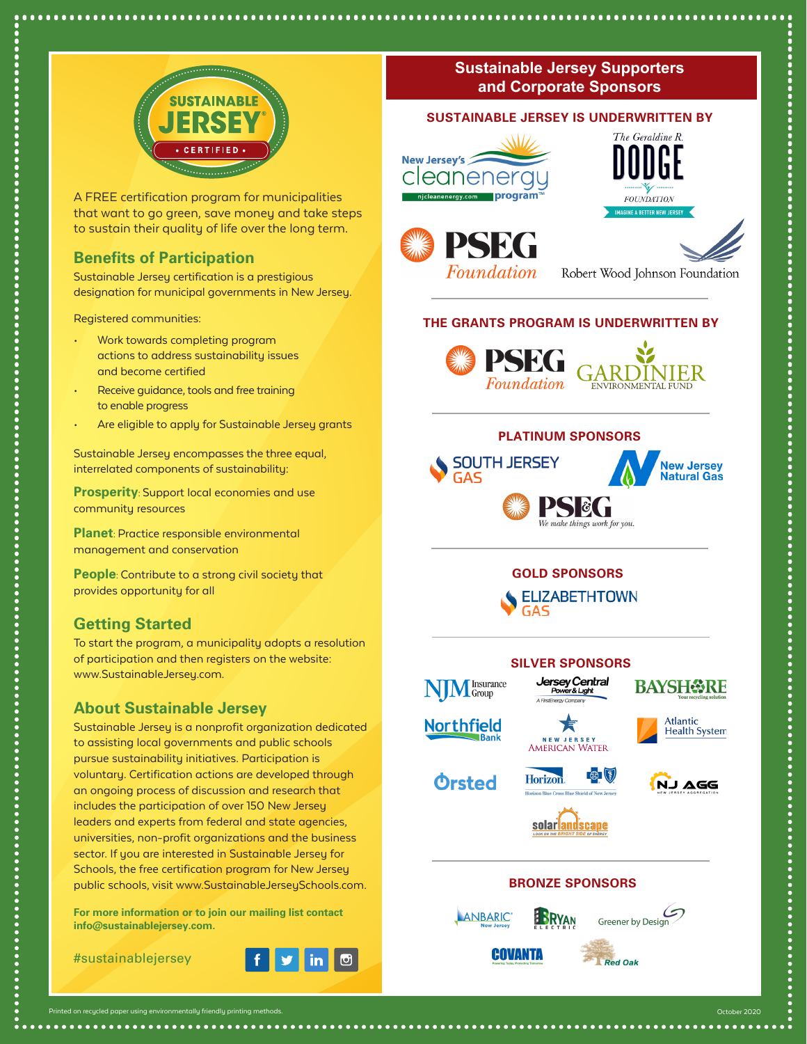SUSTAINABLE JERSEY® • CERTIFIED •

A FREE certification program for municipalities that want to go green, save money and take steps to sustain their quality of life over the long term.

## Benefits of Participation

Sustainable Jersey certification is a prestigious designation for municipal governments in New Jersey.

Registered communities:

- Work towards completing program actions to address sustainability issues and become certified
- Receive guidance, tools and free training to enable progress
- Are eligible to apply for Sustainable Jersey grants

Sustainable Jersey encompasses the three equal, interrelated components of sustainability:

**Prosperity**: Support local economies and use community resources

**Planet**: Practice responsible environmental management and conservation

**People**: Contribute to a strong civil society that provides opportunity for all

## Getting Started

To start the program, a municipality adopts a resolution of participation and then registers on the website: www.SustainableJersey.com.

## About Sustainable Jersey

Sustainable Jersey is a nonprofit organization dedicated to assisting local governments and public schools pursue sustainability initiatives. Participation is voluntary. Certification actions are developed through an ongoing process of discussion and research that includes the participation of over 150 New Jersey leaders and experts from federal and state agencies, universities, non-profit organizations and the business sector. If you are interested in Sustainable Jersey for Schools, the free certification program for New Jersey public schools, visit www.SustainableJerseySchools.com.

**For more information or to join our mailing list contact info@sustainablejersey.com.**

#sustainablejersey

## Sustainable Jersey Supporters and Corporate Sponsors

### SUSTAINABLE JERSEY IS UNDERWRITTEN BY

New Jersey's cleanenergy program™ (njcleanenergy.com)

The Geraldine R. Dodge Foundation — Imagine a Better New Jersey

PSEG Foundation

Robert Wood Johnson Foundation

### THE GRANTS PROGRAM IS UNDERWRITTEN BY

PSEG Foundation

Gardinier Environmental Fund

### PLATINUM SPONSORS

South Jersey Gas

New Jersey Natural Gas

PSEG — We make things work for you.

### GOLD SPONSORS

Elizabethtown Gas

### SILVER SPONSORS

NJM Insurance Group

Jersey Central Power & Light — A FirstEnergy Company

Bayshore — Your recycling solution

Northfield Bank

New Jersey American Water

Atlantic Health System

Ørsted

Horizon Blue Cross Blue Shield of New Jersey

NJ AGG — New Jersey Aggregation

solarlandscape — Look on the bright side of energy

### BRONZE SPONSORS

Anbaric New Jersey

Bryan Electric

Greener by Design

Covanta — Powering Today. Protecting Tomorrow.

Red Oak

Printed on recycled paper using environmentally friendly printing methods.

October 2020